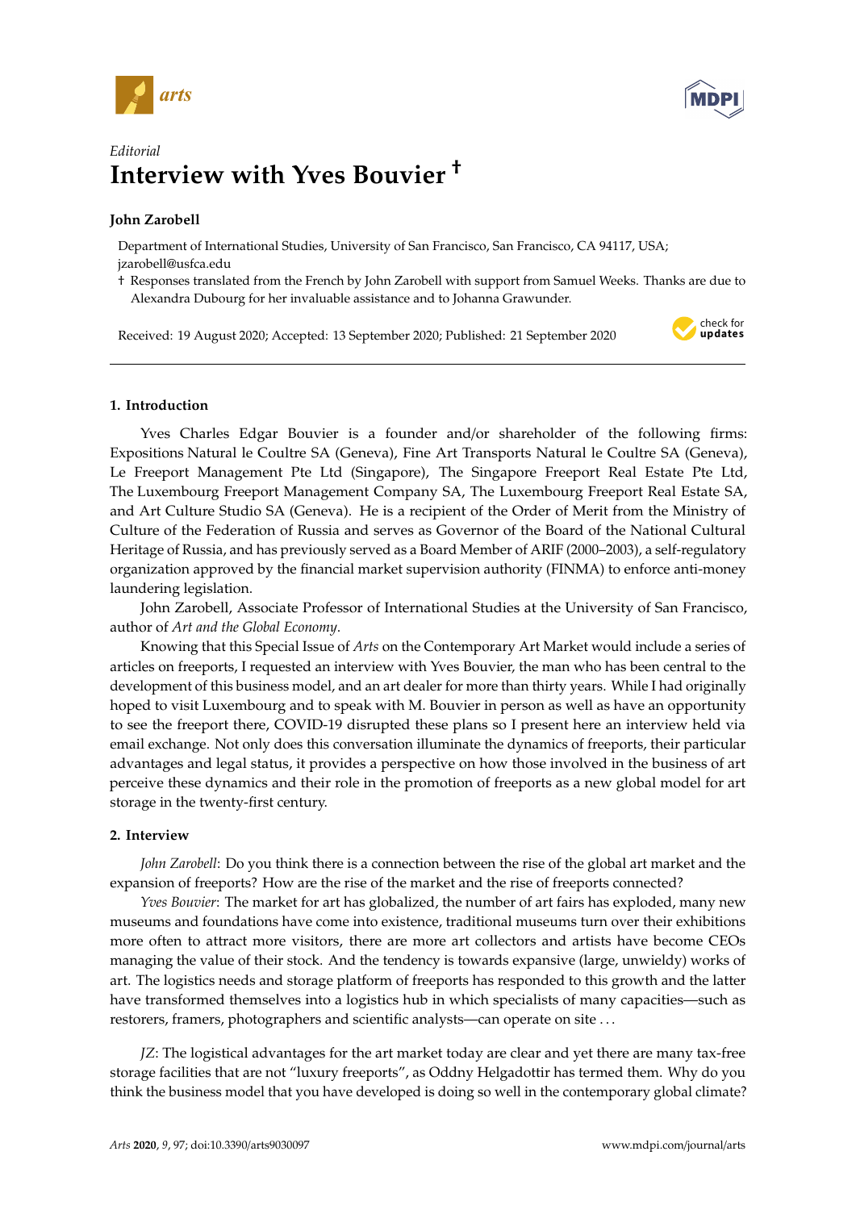*Editorial*

# Interview with Yves Bouvier †

**John Zarobell**

Department of International Studies, University of San Francisco, San Francisco, CA 94117, USA; jzarobell@usfca.edu

† Responses translated from the French by John Zarobell with support from Samuel Weeks. Thanks are due to Alexandra Dubourg for her invaluable assistance and to Johanna Grawunder.

Received: 19 August 2020; Accepted: 13 September 2020; Published: 21 September 2020

## 1. Introduction

Yves Charles Edgar Bouvier is a founder and/or shareholder of the following firms: Expositions Natural le Coultre SA (Geneva), Fine Art Transports Natural le Coultre SA (Geneva), Le Freeport Management Pte Ltd (Singapore), The Singapore Freeport Real Estate Pte Ltd, The Luxembourg Freeport Management Company SA, The Luxembourg Freeport Real Estate SA, and Art Culture Studio SA (Geneva). He is a recipient of the Order of Merit from the Ministry of Culture of the Federation of Russia and serves as Governor of the Board of the National Cultural Heritage of Russia, and has previously served as a Board Member of ARIF (2000–2003), a self-regulatory organization approved by the financial market supervision authority (FINMA) to enforce anti-money laundering legislation.

John Zarobell, Associate Professor of International Studies at the University of San Francisco, author of *Art and the Global Economy*.

Knowing that this Special Issue of *Arts* on the Contemporary Art Market would include a series of articles on freeports, I requested an interview with Yves Bouvier, the man who has been central to the development of this business model, and an art dealer for more than thirty years. While I had originally hoped to visit Luxembourg and to speak with M. Bouvier in person as well as have an opportunity to see the freeport there, COVID-19 disrupted these plans so I present here an interview held via email exchange. Not only does this conversation illuminate the dynamics of freeports, their particular advantages and legal status, it provides a perspective on how those involved in the business of art perceive these dynamics and their role in the promotion of freeports as a new global model for art storage in the twenty-first century.

## 2. Interview

*John Zarobell*: Do you think there is a connection between the rise of the global art market and the expansion of freeports? How are the rise of the market and the rise of freeports connected?

*Yves Bouvier*: The market for art has globalized, the number of art fairs has exploded, many new museums and foundations have come into existence, traditional museums turn over their exhibitions more often to attract more visitors, there are more art collectors and artists have become CEOs managing the value of their stock. And the tendency is towards expansive (large, unwieldy) works of art. The logistics needs and storage platform of freeports has responded to this growth and the latter have transformed themselves into a logistics hub in which specialists of many capacities—such as restorers, framers, photographers and scientific analysts—can operate on site ...

*JZ*: The logistical advantages for the art market today are clear and yet there are many tax-free storage facilities that are not "luxury freeports", as Oddny Helgadottir has termed them. Why do you think the business model that you have developed is doing so well in the contemporary global climate?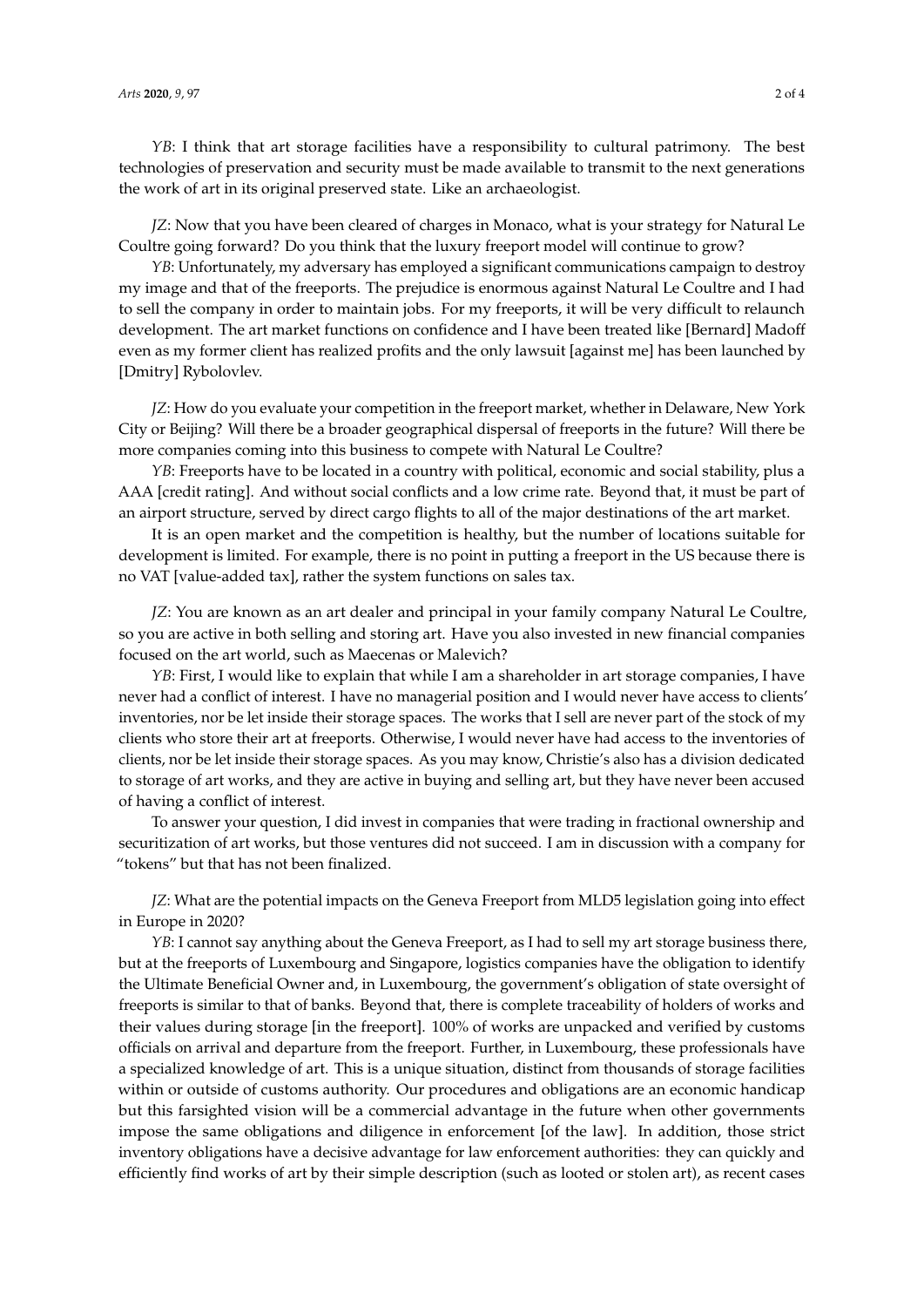*YB*: I think that art storage facilities have a responsibility to cultural patrimony. The best technologies of preservation and security must be made available to transmit to the next generations the work of art in its original preserved state. Like an archaeologist.

*JZ*: Now that you have been cleared of charges in Monaco, what is your strategy for Natural Le Coultre going forward? Do you think that the luxury freeport model will continue to grow?

*YB*: Unfortunately, my adversary has employed a significant communications campaign to destroy my image and that of the freeports. The prejudice is enormous against Natural Le Coultre and I had to sell the company in order to maintain jobs. For my freeports, it will be very difficult to relaunch development. The art market functions on confidence and I have been treated like [Bernard] Madoff even as my former client has realized profits and the only lawsuit [against me] has been launched by [Dmitry] Rybolovlev.

*JZ*: How do you evaluate your competition in the freeport market, whether in Delaware, New York City or Beijing? Will there be a broader geographical dispersal of freeports in the future? Will there be more companies coming into this business to compete with Natural Le Coultre?

*YB*: Freeports have to be located in a country with political, economic and social stability, plus a AAA [credit rating]. And without social conflicts and a low crime rate. Beyond that, it must be part of an airport structure, served by direct cargo flights to all of the major destinations of the art market.

It is an open market and the competition is healthy, but the number of locations suitable for development is limited. For example, there is no point in putting a freeport in the US because there is no VAT [value-added tax], rather the system functions on sales tax.

*JZ*: You are known as an art dealer and principal in your family company Natural Le Coultre, so you are active in both selling and storing art. Have you also invested in new financial companies focused on the art world, such as Maecenas or Malevich?

*YB*: First, I would like to explain that while I am a shareholder in art storage companies, I have never had a conflict of interest. I have no managerial position and I would never have access to clients' inventories, nor be let inside their storage spaces. The works that I sell are never part of the stock of my clients who store their art at freeports. Otherwise, I would never have had access to the inventories of clients, nor be let inside their storage spaces. As you may know, Christie's also has a division dedicated to storage of art works, and they are active in buying and selling art, but they have never been accused of having a conflict of interest.

To answer your question, I did invest in companies that were trading in fractional ownership and securitization of art works, but those ventures did not succeed. I am in discussion with a company for "tokens" but that has not been finalized.

*JZ*: What are the potential impacts on the Geneva Freeport from MLD5 legislation going into effect in Europe in 2020?

*YB*: I cannot say anything about the Geneva Freeport, as I had to sell my art storage business there, but at the freeports of Luxembourg and Singapore, logistics companies have the obligation to identify the Ultimate Beneficial Owner and, in Luxembourg, the government's obligation of state oversight of freeports is similar to that of banks. Beyond that, there is complete traceability of holders of works and their values during storage [in the freeport]. 100% of works are unpacked and verified by customs officials on arrival and departure from the freeport. Further, in Luxembourg, these professionals have a specialized knowledge of art. This is a unique situation, distinct from thousands of storage facilities within or outside of customs authority. Our procedures and obligations are an economic handicap but this farsighted vision will be a commercial advantage in the future when other governments impose the same obligations and diligence in enforcement [of the law]. In addition, those strict inventory obligations have a decisive advantage for law enforcement authorities: they can quickly and efficiently find works of art by their simple description (such as looted or stolen art), as recent cases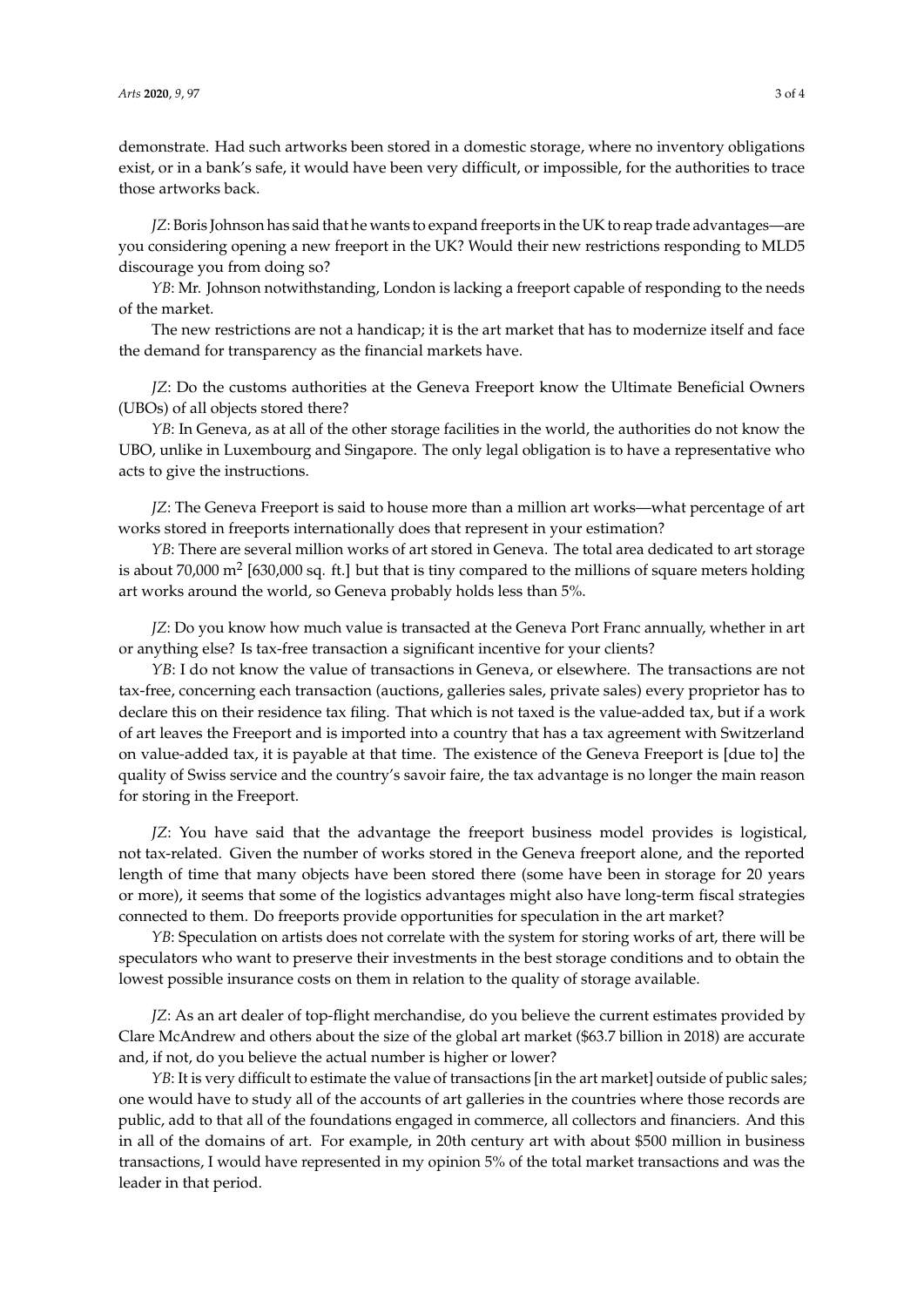demonstrate. Had such artworks been stored in a domestic storage, where no inventory obligations exist, or in a bank's safe, it would have been very difficult, or impossible, for the authorities to trace those artworks back.

*JZ*: Boris Johnson has said that he wants to expand freeports in the UK to reap trade advantages—are you considering opening a new freeport in the UK? Would their new restrictions responding to MLD5 discourage you from doing so?

*YB*: Mr. Johnson notwithstanding, London is lacking a freeport capable of responding to the needs of the market.

The new restrictions are not a handicap; it is the art market that has to modernize itself and face the demand for transparency as the financial markets have.

*JZ*: Do the customs authorities at the Geneva Freeport know the Ultimate Beneficial Owners (UBOs) of all objects stored there?

*YB*: In Geneva, as at all of the other storage facilities in the world, the authorities do not know the UBO, unlike in Luxembourg and Singapore. The only legal obligation is to have a representative who acts to give the instructions.

*JZ*: The Geneva Freeport is said to house more than a million art works—what percentage of art works stored in freeports internationally does that represent in your estimation?

*YB*: There are several million works of art stored in Geneva. The total area dedicated to art storage is about 70,000 $m^2$ [630,000 sq. ft.] but that is tiny compared to the millions of square meters holding art works around the world, so Geneva probably holds less than 5%.

*JZ*: Do you know how much value is transacted at the Geneva Port Franc annually, whether in art or anything else? Is tax-free transaction a significant incentive for your clients?

*YB*: I do not know the value of transactions in Geneva, or elsewhere. The transactions are not tax-free, concerning each transaction (auctions, galleries sales, private sales) every proprietor has to declare this on their residence tax filing. That which is not taxed is the value-added tax, but if a work of art leaves the Freeport and is imported into a country that has a tax agreement with Switzerland on value-added tax, it is payable at that time. The existence of the Geneva Freeport is [due to] the quality of Swiss service and the country's savoir faire, the tax advantage is no longer the main reason for storing in the Freeport.

*JZ*: You have said that the advantage the freeport business model provides is logistical, not tax-related. Given the number of works stored in the Geneva freeport alone, and the reported length of time that many objects have been stored there (some have been in storage for 20 years or more), it seems that some of the logistics advantages might also have long-term fiscal strategies connected to them. Do freeports provide opportunities for speculation in the art market?

*YB*: Speculation on artists does not correlate with the system for storing works of art, there will be speculators who want to preserve their investments in the best storage conditions and to obtain the lowest possible insurance costs on them in relation to the quality of storage available.

*JZ*: As an art dealer of top-flight merchandise, do you believe the current estimates provided by Clare McAndrew and others about the size of the global art market ($63.7 billion in 2018) are accurate and, if not, do you believe the actual number is higher or lower?

*YB*: It is very difficult to estimate the value of transactions [in the art market] outside of public sales; one would have to study all of the accounts of art galleries in the countries where those records are public, add to that all of the foundations engaged in commerce, all collectors and financiers. And this in all of the domains of art. For example, in 20th century art with about $500 million in business transactions, I would have represented in my opinion 5% of the total market transactions and was the leader in that period.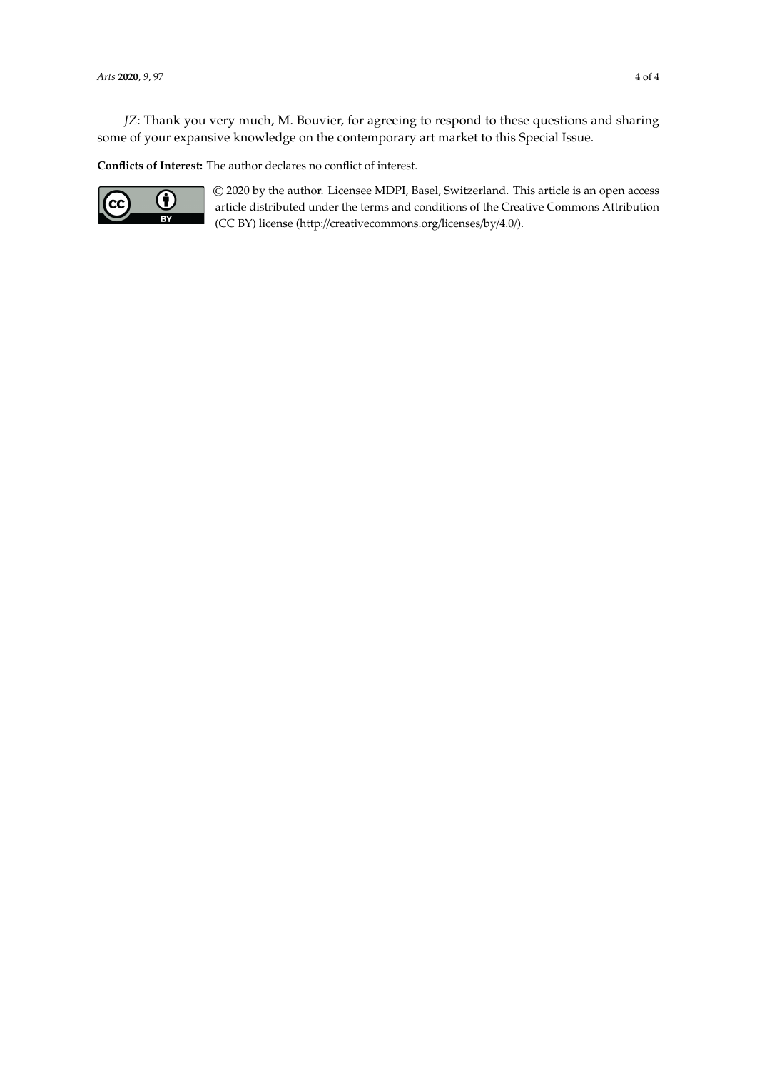*JZ*: Thank you very much, M. Bouvier, for agreeing to respond to these questions and sharing some of your expansive knowledge on the contemporary art market to this Special Issue.

**Conflicts of Interest:** The author declares no conflict of interest.

© 2020 by the author. Licensee MDPI, Basel, Switzerland. This article is an open access article distributed under the terms and conditions of the Creative Commons Attribution (CC BY) license (http://creativecommons.org/licenses/by/4.0/).